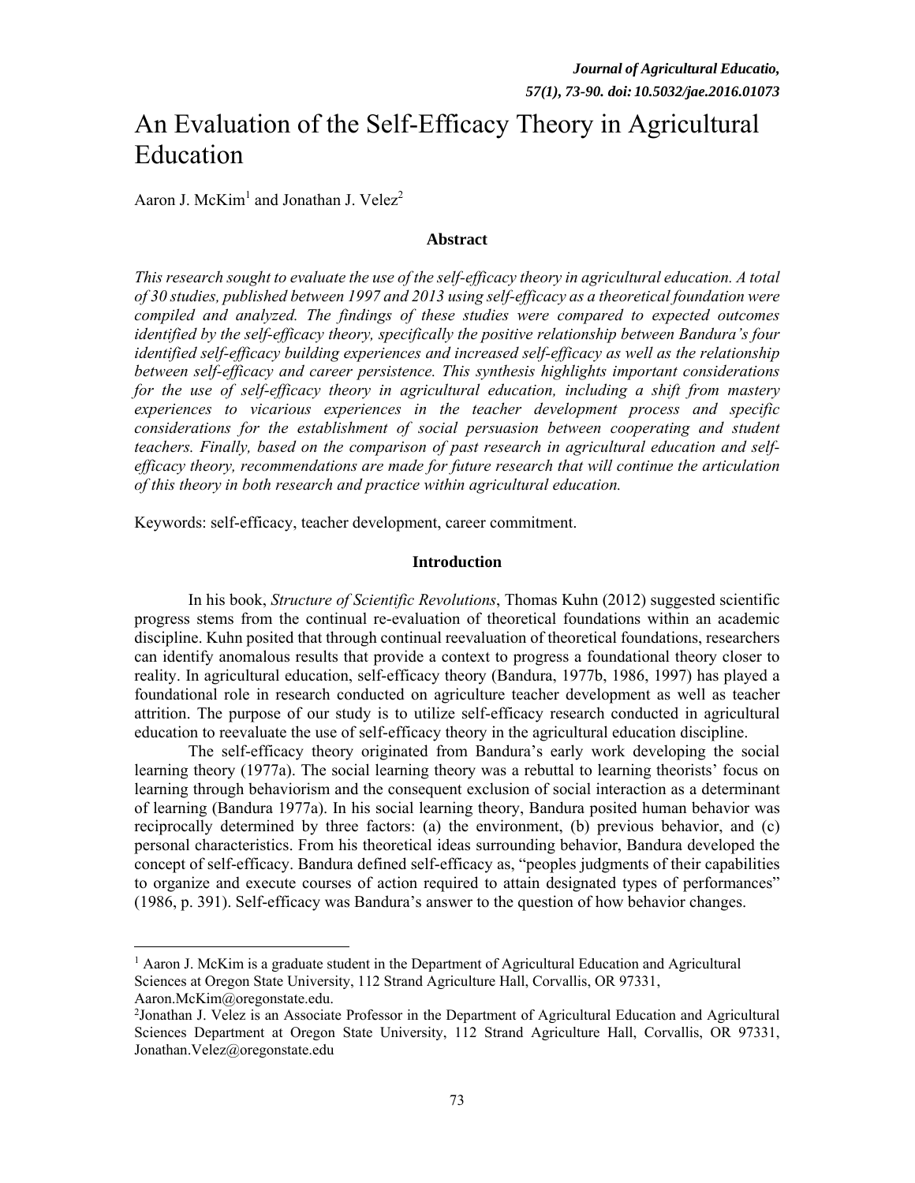# An Evaluation of the Self-Efficacy Theory in Agricultural Education

Aaron J. McKim[1] and Jonathan J. Velez[2]

### Abstract

*This research sought to evaluate the use of the self-efficacy theory in agricultural education. A total of 30 studies, published between 1997 and 2013 using self-efficacy as a theoretical foundation were compiled and analyzed. The findings of these studies were compared to expected outcomes identified by the self-efficacy theory, specifically the positive relationship between Bandura's four identified self-efficacy building experiences and increased self-efficacy as well as the relationship between self-efficacy and career persistence. This synthesis highlights important considerations for the use of self-efficacy theory in agricultural education, including a shift from mastery experiences to vicarious experiences in the teacher development process and specific considerations for the establishment of social persuasion between cooperating and student teachers. Finally, based on the comparison of past research in agricultural education and self-efficacy theory, recommendations are made for future research that will continue the articulation of this theory in both research and practice within agricultural education.*

Keywords: self-efficacy, teacher development, career commitment.

### Introduction

In his book, *Structure of Scientific Revolutions*, Thomas Kuhn (2012) suggested scientific progress stems from the continual re-evaluation of theoretical foundations within an academic discipline. Kuhn posited that through continual reevaluation of theoretical foundations, researchers can identify anomalous results that provide a context to progress a foundational theory closer to reality. In agricultural education, self-efficacy theory (Bandura, 1977b, 1986, 1997) has played a foundational role in research conducted on agriculture teacher development as well as teacher attrition. The purpose of our study is to utilize self-efficacy research conducted in agricultural education to reevaluate the use of self-efficacy theory in the agricultural education discipline.

The self-efficacy theory originated from Bandura's early work developing the social learning theory (1977a). The social learning theory was a rebuttal to learning theorists' focus on learning through behaviorism and the consequent exclusion of social interaction as a determinant of learning (Bandura 1977a). In his social learning theory, Bandura posited human behavior was reciprocally determined by three factors: (a) the environment, (b) previous behavior, and (c) personal characteristics. From his theoretical ideas surrounding behavior, Bandura developed the concept of self-efficacy. Bandura defined self-efficacy as, "peoples judgments of their capabilities to organize and execute courses of action required to attain designated types of performances" (1986, p. 391). Self-efficacy was Bandura's answer to the question of how behavior changes.

---

[1] Aaron J. McKim is a graduate student in the Department of Agricultural Education and Agricultural Sciences at Oregon State University, 112 Strand Agriculture Hall, Corvallis, OR 97331, Aaron.McKim@oregonstate.edu.

[2] Jonathan J. Velez is an Associate Professor in the Department of Agricultural Education and Agricultural Sciences Department at Oregon State University, 112 Strand Agriculture Hall, Corvallis, OR 97331, Jonathan.Velez@oregonstate.edu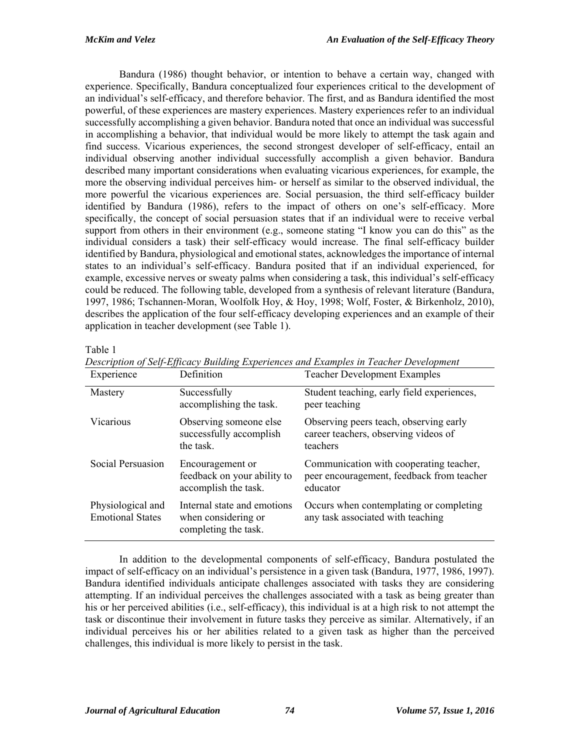Bandura (1986) thought behavior, or intention to behave a certain way, changed with experience. Specifically, Bandura conceptualized four experiences critical to the development of an individual's self-efficacy, and therefore behavior. The first, and as Bandura identified the most powerful, of these experiences are mastery experiences. Mastery experiences refer to an individual successfully accomplishing a given behavior. Bandura noted that once an individual was successful in accomplishing a behavior, that individual would be more likely to attempt the task again and find success. Vicarious experiences, the second strongest developer of self-efficacy, entail an individual observing another individual successfully accomplish a given behavior. Bandura described many important considerations when evaluating vicarious experiences, for example, the more the observing individual perceives him- or herself as similar to the observed individual, the more powerful the vicarious experiences are. Social persuasion, the third self-efficacy builder identified by Bandura (1986), refers to the impact of others on one's self-efficacy. More specifically, the concept of social persuasion states that if an individual were to receive verbal support from others in their environment (e.g., someone stating "I know you can do this" as the individual considers a task) their self-efficacy would increase. The final self-efficacy builder identified by Bandura, physiological and emotional states, acknowledges the importance of internal states to an individual's self-efficacy. Bandura posited that if an individual experienced, for example, excessive nerves or sweaty palms when considering a task, this individual's self-efficacy could be reduced. The following table, developed from a synthesis of relevant literature (Bandura, 1997, 1986; Tschannen-Moran, Woolfolk Hoy, & Hoy, 1998; Wolf, Foster, & Birkenholz, 2010), describes the application of the four self-efficacy developing experiences and an example of their application in teacher development (see Table 1).

Table 1
*Description of Self-Efficacy Building Experiences and Examples in Teacher Development*

| Experience | Definition | Teacher Development Examples |
| --- | --- | --- |
| Mastery | Successfully accomplishing the task. | Student teaching, early field experiences, peer teaching |
| Vicarious | Observing someone else successfully accomplish the task. | Observing peers teach, observing early career teachers, observing videos of teachers |
| Social Persuasion | Encouragement or feedback on your ability to accomplish the task. | Communication with cooperating teacher, peer encouragement, feedback from teacher educator |
| Physiological and Emotional States | Internal state and emotions when considering or completing the task. | Occurs when contemplating or completing any task associated with teaching |

In addition to the developmental components of self-efficacy, Bandura postulated the impact of self-efficacy on an individual's persistence in a given task (Bandura, 1977, 1986, 1997). Bandura identified individuals anticipate challenges associated with tasks they are considering attempting. If an individual perceives the challenges associated with a task as being greater than his or her perceived abilities (i.e., self-efficacy), this individual is at a high risk to not attempt the task or discontinue their involvement in future tasks they perceive as similar. Alternatively, if an individual perceives his or her abilities related to a given task as higher than the perceived challenges, this individual is more likely to persist in the task.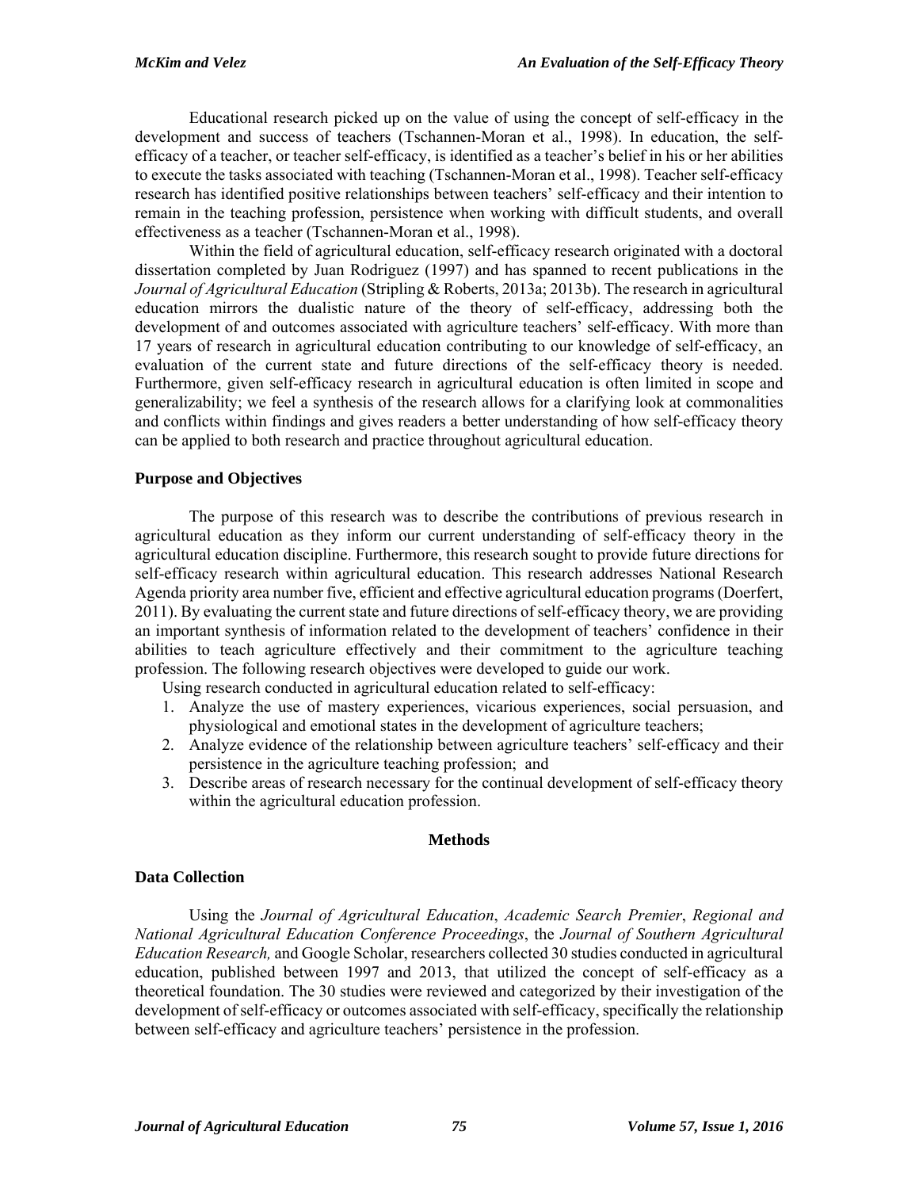Educational research picked up on the value of using the concept of self-efficacy in the development and success of teachers (Tschannen-Moran et al., 1998). In education, the self-efficacy of a teacher, or teacher self-efficacy, is identified as a teacher's belief in his or her abilities to execute the tasks associated with teaching (Tschannen-Moran et al., 1998). Teacher self-efficacy research has identified positive relationships between teachers' self-efficacy and their intention to remain in the teaching profession, persistence when working with difficult students, and overall effectiveness as a teacher (Tschannen-Moran et al., 1998).

Within the field of agricultural education, self-efficacy research originated with a doctoral dissertation completed by Juan Rodriguez (1997) and has spanned to recent publications in the *Journal of Agricultural Education* (Stripling & Roberts, 2013a; 2013b). The research in agricultural education mirrors the dualistic nature of the theory of self-efficacy, addressing both the development of and outcomes associated with agriculture teachers' self-efficacy. With more than 17 years of research in agricultural education contributing to our knowledge of self-efficacy, an evaluation of the current state and future directions of the self-efficacy theory is needed. Furthermore, given self-efficacy research in agricultural education is often limited in scope and generalizability; we feel a synthesis of the research allows for a clarifying look at commonalities and conflicts within findings and gives readers a better understanding of how self-efficacy theory can be applied to both research and practice throughout agricultural education.

### Purpose and Objectives

The purpose of this research was to describe the contributions of previous research in agricultural education as they inform our current understanding of self-efficacy theory in the agricultural education discipline. Furthermore, this research sought to provide future directions for self-efficacy research within agricultural education. This research addresses National Research Agenda priority area number five, efficient and effective agricultural education programs (Doerfert, 2011). By evaluating the current state and future directions of self-efficacy theory, we are providing an important synthesis of information related to the development of teachers' confidence in their abilities to teach agriculture effectively and their commitment to the agriculture teaching profession. The following research objectives were developed to guide our work.

Using research conducted in agricultural education related to self-efficacy:

1. Analyze the use of mastery experiences, vicarious experiences, social persuasion, and physiological and emotional states in the development of agriculture teachers;
2. Analyze evidence of the relationship between agriculture teachers' self-efficacy and their persistence in the agriculture teaching profession; and
3. Describe areas of research necessary for the continual development of self-efficacy theory within the agricultural education profession.

## Methods

### Data Collection

Using the *Journal of Agricultural Education*, *Academic Search Premier*, *Regional and National Agricultural Education Conference Proceedings*, the *Journal of Southern Agricultural Education Research,* and Google Scholar, researchers collected 30 studies conducted in agricultural education, published between 1997 and 2013, that utilized the concept of self-efficacy as a theoretical foundation. The 30 studies were reviewed and categorized by their investigation of the development of self-efficacy or outcomes associated with self-efficacy, specifically the relationship between self-efficacy and agriculture teachers' persistence in the profession.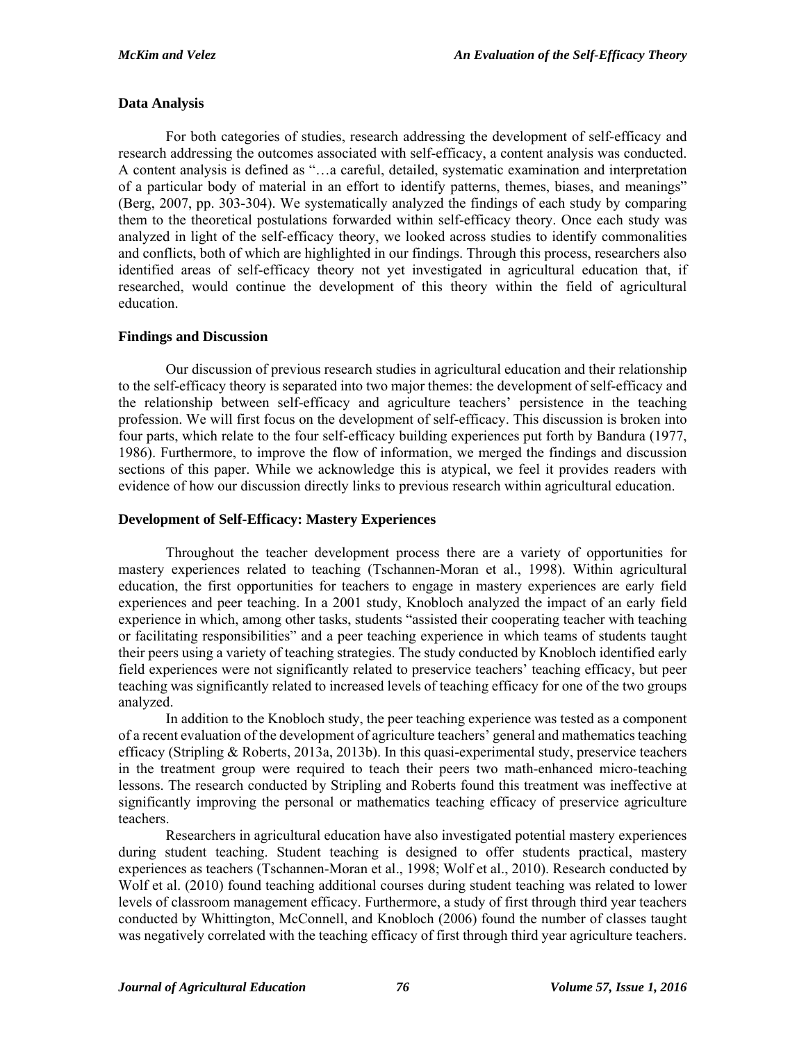### Data Analysis

For both categories of studies, research addressing the development of self-efficacy and research addressing the outcomes associated with self-efficacy, a content analysis was conducted. A content analysis is defined as "…a careful, detailed, systematic examination and interpretation of a particular body of material in an effort to identify patterns, themes, biases, and meanings" (Berg, 2007, pp. 303-304). We systematically analyzed the findings of each study by comparing them to the theoretical postulations forwarded within self-efficacy theory. Once each study was analyzed in light of the self-efficacy theory, we looked across studies to identify commonalities and conflicts, both of which are highlighted in our findings. Through this process, researchers also identified areas of self-efficacy theory not yet investigated in agricultural education that, if researched, would continue the development of this theory within the field of agricultural education.

### Findings and Discussion

Our discussion of previous research studies in agricultural education and their relationship to the self-efficacy theory is separated into two major themes: the development of self-efficacy and the relationship between self-efficacy and agriculture teachers' persistence in the teaching profession. We will first focus on the development of self-efficacy. This discussion is broken into four parts, which relate to the four self-efficacy building experiences put forth by Bandura (1977, 1986). Furthermore, to improve the flow of information, we merged the findings and discussion sections of this paper. While we acknowledge this is atypical, we feel it provides readers with evidence of how our discussion directly links to previous research within agricultural education.

### Development of Self-Efficacy: Mastery Experiences

Throughout the teacher development process there are a variety of opportunities for mastery experiences related to teaching (Tschannen-Moran et al., 1998). Within agricultural education, the first opportunities for teachers to engage in mastery experiences are early field experiences and peer teaching. In a 2001 study, Knobloch analyzed the impact of an early field experience in which, among other tasks, students "assisted their cooperating teacher with teaching or facilitating responsibilities" and a peer teaching experience in which teams of students taught their peers using a variety of teaching strategies. The study conducted by Knobloch identified early field experiences were not significantly related to preservice teachers' teaching efficacy, but peer teaching was significantly related to increased levels of teaching efficacy for one of the two groups analyzed.

In addition to the Knobloch study, the peer teaching experience was tested as a component of a recent evaluation of the development of agriculture teachers' general and mathematics teaching efficacy (Stripling & Roberts, 2013a, 2013b). In this quasi-experimental study, preservice teachers in the treatment group were required to teach their peers two math-enhanced micro-teaching lessons. The research conducted by Stripling and Roberts found this treatment was ineffective at significantly improving the personal or mathematics teaching efficacy of preservice agriculture teachers.

Researchers in agricultural education have also investigated potential mastery experiences during student teaching. Student teaching is designed to offer students practical, mastery experiences as teachers (Tschannen-Moran et al., 1998; Wolf et al., 2010). Research conducted by Wolf et al. (2010) found teaching additional courses during student teaching was related to lower levels of classroom management efficacy. Furthermore, a study of first through third year teachers conducted by Whittington, McConnell, and Knobloch (2006) found the number of classes taught was negatively correlated with the teaching efficacy of first through third year agriculture teachers.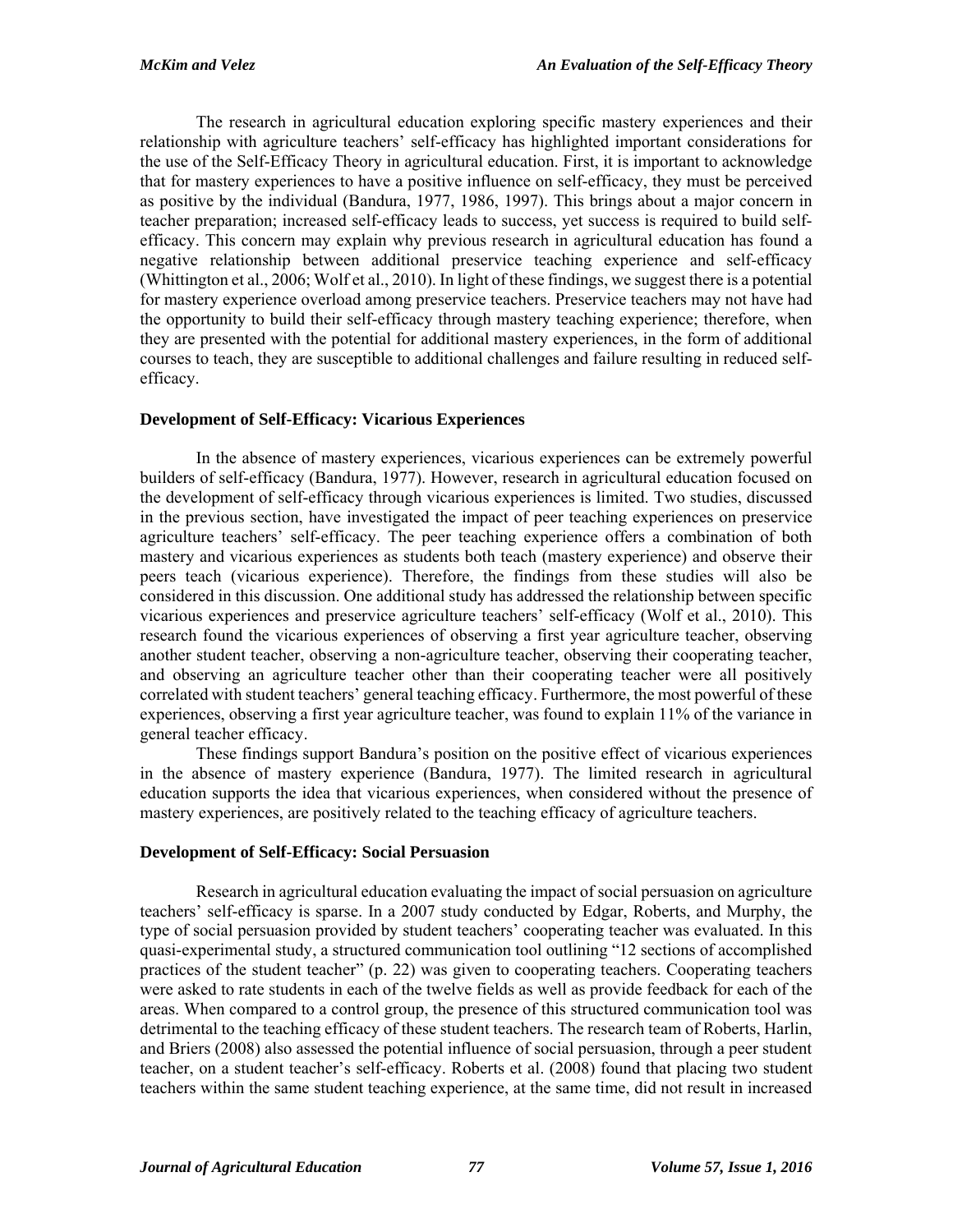The research in agricultural education exploring specific mastery experiences and their relationship with agriculture teachers' self-efficacy has highlighted important considerations for the use of the Self-Efficacy Theory in agricultural education. First, it is important to acknowledge that for mastery experiences to have a positive influence on self-efficacy, they must be perceived as positive by the individual (Bandura, 1977, 1986, 1997). This brings about a major concern in teacher preparation; increased self-efficacy leads to success, yet success is required to build self-efficacy. This concern may explain why previous research in agricultural education has found a negative relationship between additional preservice teaching experience and self-efficacy (Whittington et al., 2006; Wolf et al., 2010). In light of these findings, we suggest there is a potential for mastery experience overload among preservice teachers. Preservice teachers may not have had the opportunity to build their self-efficacy through mastery teaching experience; therefore, when they are presented with the potential for additional mastery experiences, in the form of additional courses to teach, they are susceptible to additional challenges and failure resulting in reduced self-efficacy.

### Development of Self-Efficacy: Vicarious Experiences

In the absence of mastery experiences, vicarious experiences can be extremely powerful builders of self-efficacy (Bandura, 1977). However, research in agricultural education focused on the development of self-efficacy through vicarious experiences is limited. Two studies, discussed in the previous section, have investigated the impact of peer teaching experiences on preservice agriculture teachers' self-efficacy. The peer teaching experience offers a combination of both mastery and vicarious experiences as students both teach (mastery experience) and observe their peers teach (vicarious experience). Therefore, the findings from these studies will also be considered in this discussion. One additional study has addressed the relationship between specific vicarious experiences and preservice agriculture teachers' self-efficacy (Wolf et al., 2010). This research found the vicarious experiences of observing a first year agriculture teacher, observing another student teacher, observing a non-agriculture teacher, observing their cooperating teacher, and observing an agriculture teacher other than their cooperating teacher were all positively correlated with student teachers' general teaching efficacy. Furthermore, the most powerful of these experiences, observing a first year agriculture teacher, was found to explain 11% of the variance in general teacher efficacy.

These findings support Bandura's position on the positive effect of vicarious experiences in the absence of mastery experience (Bandura, 1977). The limited research in agricultural education supports the idea that vicarious experiences, when considered without the presence of mastery experiences, are positively related to the teaching efficacy of agriculture teachers.

### Development of Self-Efficacy: Social Persuasion

Research in agricultural education evaluating the impact of social persuasion on agriculture teachers' self-efficacy is sparse. In a 2007 study conducted by Edgar, Roberts, and Murphy, the type of social persuasion provided by student teachers' cooperating teacher was evaluated. In this quasi-experimental study, a structured communication tool outlining "12 sections of accomplished practices of the student teacher" (p. 22) was given to cooperating teachers. Cooperating teachers were asked to rate students in each of the twelve fields as well as provide feedback for each of the areas. When compared to a control group, the presence of this structured communication tool was detrimental to the teaching efficacy of these student teachers. The research team of Roberts, Harlin, and Briers (2008) also assessed the potential influence of social persuasion, through a peer student teacher, on a student teacher's self-efficacy. Roberts et al. (2008) found that placing two student teachers within the same student teaching experience, at the same time, did not result in increased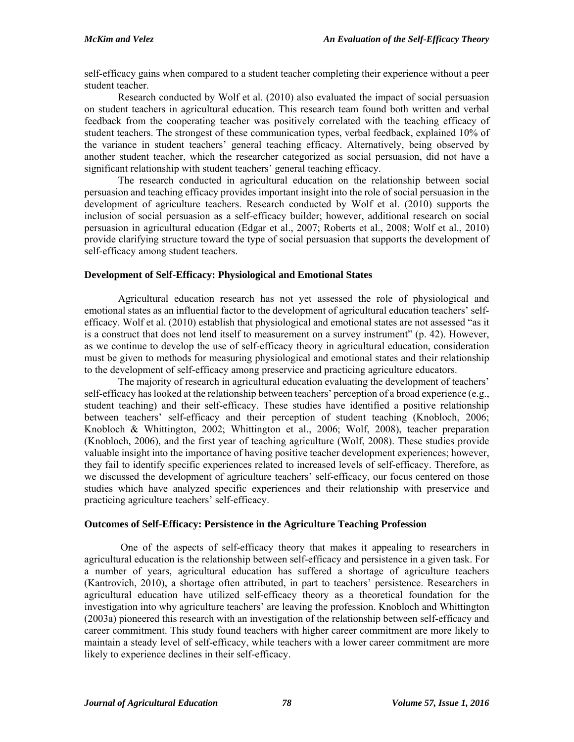self-efficacy gains when compared to a student teacher completing their experience without a peer student teacher.

Research conducted by Wolf et al. (2010) also evaluated the impact of social persuasion on student teachers in agricultural education. This research team found both written and verbal feedback from the cooperating teacher was positively correlated with the teaching efficacy of student teachers. The strongest of these communication types, verbal feedback, explained 10% of the variance in student teachers' general teaching efficacy. Alternatively, being observed by another student teacher, which the researcher categorized as social persuasion, did not have a significant relationship with student teachers' general teaching efficacy.

The research conducted in agricultural education on the relationship between social persuasion and teaching efficacy provides important insight into the role of social persuasion in the development of agriculture teachers. Research conducted by Wolf et al. (2010) supports the inclusion of social persuasion as a self-efficacy builder; however, additional research on social persuasion in agricultural education (Edgar et al., 2007; Roberts et al., 2008; Wolf et al., 2010) provide clarifying structure toward the type of social persuasion that supports the development of self-efficacy among student teachers.

### Development of Self-Efficacy: Physiological and Emotional States

Agricultural education research has not yet assessed the role of physiological and emotional states as an influential factor to the development of agricultural education teachers' self-efficacy. Wolf et al. (2010) establish that physiological and emotional states are not assessed "as it is a construct that does not lend itself to measurement on a survey instrument" (p. 42). However, as we continue to develop the use of self-efficacy theory in agricultural education, consideration must be given to methods for measuring physiological and emotional states and their relationship to the development of self-efficacy among preservice and practicing agriculture educators.

The majority of research in agricultural education evaluating the development of teachers' self-efficacy has looked at the relationship between teachers' perception of a broad experience (e.g., student teaching) and their self-efficacy. These studies have identified a positive relationship between teachers' self-efficacy and their perception of student teaching (Knobloch, 2006; Knobloch & Whittington, 2002; Whittington et al., 2006; Wolf, 2008), teacher preparation (Knobloch, 2006), and the first year of teaching agriculture (Wolf, 2008). These studies provide valuable insight into the importance of having positive teacher development experiences; however, they fail to identify specific experiences related to increased levels of self-efficacy. Therefore, as we discussed the development of agriculture teachers' self-efficacy, our focus centered on those studies which have analyzed specific experiences and their relationship with preservice and practicing agriculture teachers' self-efficacy.

### Outcomes of Self-Efficacy: Persistence in the Agriculture Teaching Profession

One of the aspects of self-efficacy theory that makes it appealing to researchers in agricultural education is the relationship between self-efficacy and persistence in a given task. For a number of years, agricultural education has suffered a shortage of agriculture teachers (Kantrovich, 2010), a shortage often attributed, in part to teachers' persistence. Researchers in agricultural education have utilized self-efficacy theory as a theoretical foundation for the investigation into why agriculture teachers' are leaving the profession. Knobloch and Whittington (2003a) pioneered this research with an investigation of the relationship between self-efficacy and career commitment. This study found teachers with higher career commitment are more likely to maintain a steady level of self-efficacy, while teachers with a lower career commitment are more likely to experience declines in their self-efficacy.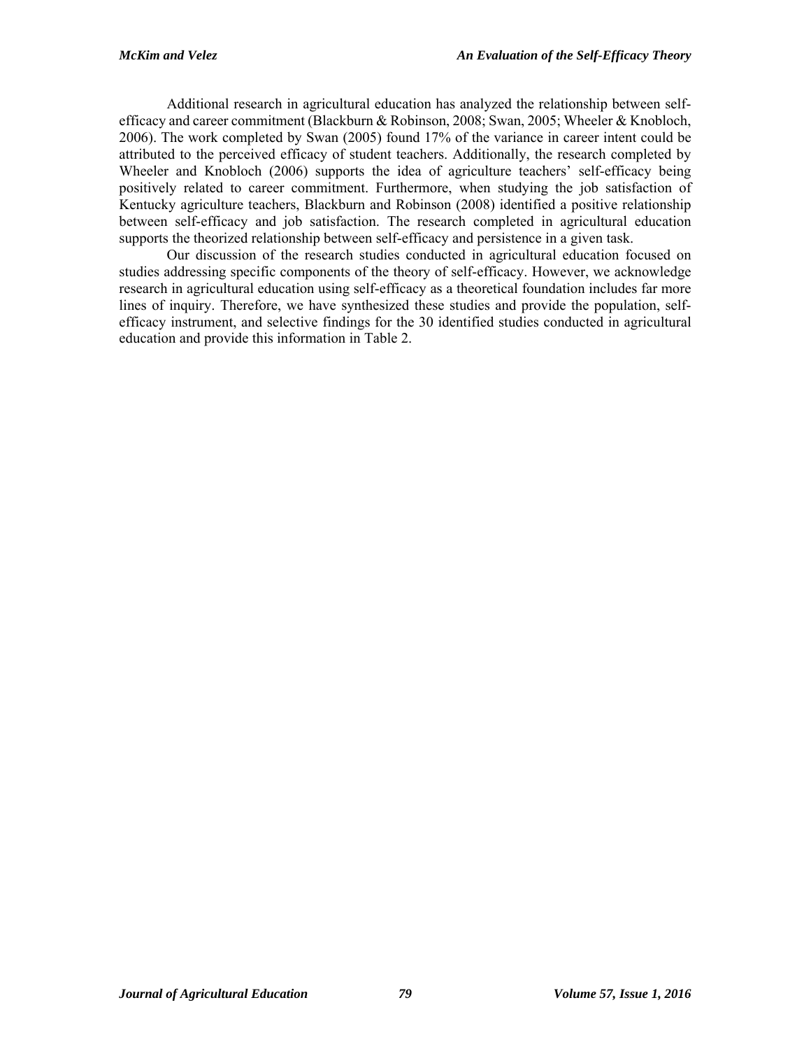Additional research in agricultural education has analyzed the relationship between self-efficacy and career commitment (Blackburn & Robinson, 2008; Swan, 2005; Wheeler & Knobloch, 2006). The work completed by Swan (2005) found 17% of the variance in career intent could be attributed to the perceived efficacy of student teachers. Additionally, the research completed by Wheeler and Knobloch (2006) supports the idea of agriculture teachers' self-efficacy being positively related to career commitment. Furthermore, when studying the job satisfaction of Kentucky agriculture teachers, Blackburn and Robinson (2008) identified a positive relationship between self-efficacy and job satisfaction. The research completed in agricultural education supports the theorized relationship between self-efficacy and persistence in a given task.

Our discussion of the research studies conducted in agricultural education focused on studies addressing specific components of the theory of self-efficacy. However, we acknowledge research in agricultural education using self-efficacy as a theoretical foundation includes far more lines of inquiry. Therefore, we have synthesized these studies and provide the population, self-efficacy instrument, and selective findings for the 30 identified studies conducted in agricultural education and provide this information in Table 2.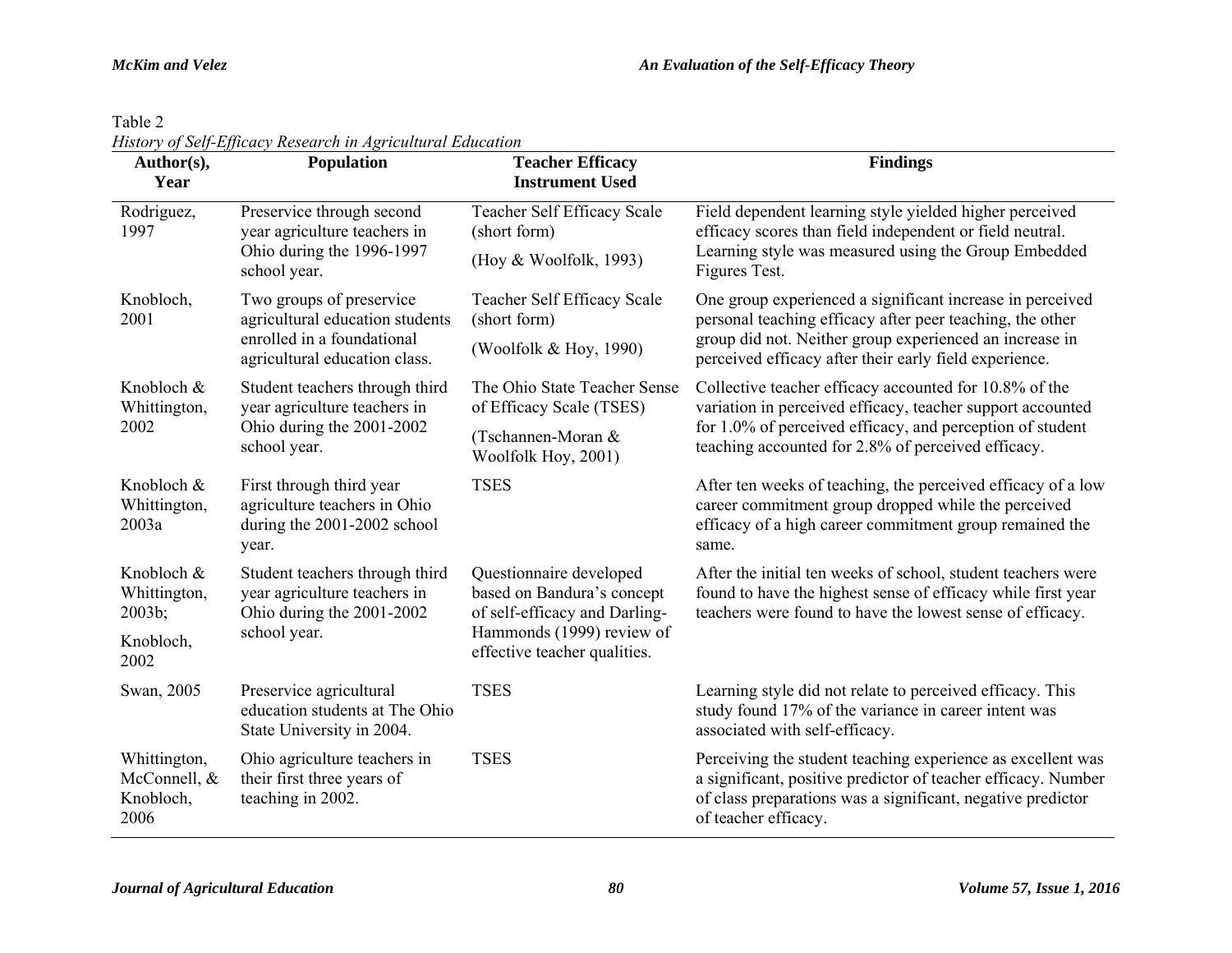Table 2
*History of Self-Efficacy Research in Agricultural Education*

| Author(s), Year | Population | Teacher Efficacy Instrument Used | Findings |
|---|---|---|---|
| Rodriguez, 1997 | Preservice through second year agriculture teachers in Ohio during the 1996-1997 school year. | Teacher Self Efficacy Scale (short form) (Hoy & Woolfolk, 1993) | Field dependent learning style yielded higher perceived efficacy scores than field independent or field neutral. Learning style was measured using the Group Embedded Figures Test. |
| Knobloch, 2001 | Two groups of preservice agricultural education students enrolled in a foundational agricultural education class. | Teacher Self Efficacy Scale (short form) (Woolfolk & Hoy, 1990) | One group experienced a significant increase in perceived personal teaching efficacy after peer teaching, the other group did not. Neither group experienced an increase in perceived efficacy after their early field experience. |
| Knobloch & Whittington, 2002 | Student teachers through third year agriculture teachers in Ohio during the 2001-2002 school year. | The Ohio State Teacher Sense of Efficacy Scale (TSES) (Tschannen-Moran & Woolfolk Hoy, 2001) | Collective teacher efficacy accounted for 10.8% of the variation in perceived efficacy, teacher support accounted for 1.0% of perceived efficacy, and perception of student teaching accounted for 2.8% of perceived efficacy. |
| Knobloch & Whittington, 2003a | First through third year agriculture teachers in Ohio during the 2001-2002 school year. | TSES | After ten weeks of teaching, the perceived efficacy of a low career commitment group dropped while the perceived efficacy of a high career commitment group remained the same. |
| Knobloch & Whittington, 2003b; Knobloch, 2002 | Student teachers through third year agriculture teachers in Ohio during the 2001-2002 school year. | Questionnaire developed based on Bandura's concept of self-efficacy and Darling-Hammonds (1999) review of effective teacher qualities. | After the initial ten weeks of school, student teachers were found to have the highest sense of efficacy while first year teachers were found to have the lowest sense of efficacy. |
| Swan, 2005 | Preservice agricultural education students at The Ohio State University in 2004. | TSES | Learning style did not relate to perceived efficacy. This study found 17% of the variance in career intent was associated with self-efficacy. |
| Whittington, McConnell, & Knobloch, 2006 | Ohio agriculture teachers in their first three years of teaching in 2002. | TSES | Perceiving the student teaching experience as excellent was a significant, positive predictor of teacher efficacy. Number of class preparations was a significant, negative predictor of teacher efficacy. |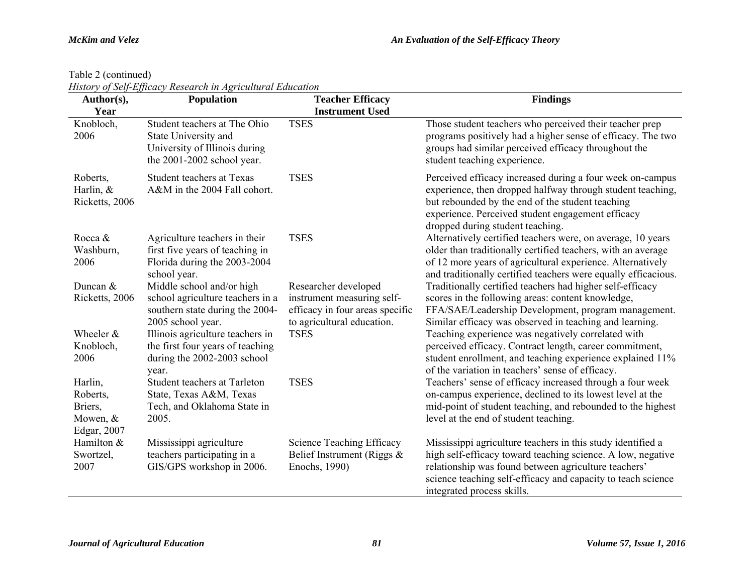Table 2 (continued)

*History of Self-Efficacy Research in Agricultural Education*

| Author(s), Year | Population | Teacher Efficacy Instrument Used | Findings |
| --- | --- | --- | --- |
| Knobloch, 2006 | Student teachers at The Ohio State University and University of Illinois during the 2001-2002 school year. | TSES | Those student teachers who perceived their teacher prep programs positively had a higher sense of efficacy. The two groups had similar perceived efficacy throughout the student teaching experience. |
| Roberts, Harlin, & Ricketts, 2006 | Student teachers at Texas A&M in the 2004 Fall cohort. | TSES | Perceived efficacy increased during a four week on-campus experience, then dropped halfway through student teaching, but rebounded by the end of the student teaching experience. Perceived student engagement efficacy dropped during student teaching. |
| Rocca & Washburn, 2006 | Agriculture teachers in their first five years of teaching in Florida during the 2003-2004 school year. | TSES | Alternatively certified teachers were, on average, 10 years older than traditionally certified teachers, with an average of 12 more years of agricultural experience. Alternatively and traditionally certified teachers were equally efficacious. |
| Duncan & Ricketts, 2006 | Middle school and/or high school agriculture teachers in a southern state during the 2004-2005 school year. | Researcher developed instrument measuring self-efficacy in four areas specific to agricultural education. | Traditionally certified teachers had higher self-efficacy scores in the following areas: content knowledge, FFA/SAE/Leadership Development, program management. Similar efficacy was observed in teaching and learning. |
| Wheeler & Knobloch, 2006 | Illinois agriculture teachers in the first four years of teaching during the 2002-2003 school year. | TSES | Teaching experience was negatively correlated with perceived efficacy. Contract length, career commitment, student enrollment, and teaching experience explained 11% of the variation in teachers' sense of efficacy. |
| Harlin, Roberts, Briers, Mowen, & Edgar, 2007 | Student teachers at Tarleton State, Texas A&M, Texas Tech, and Oklahoma State in 2005. | TSES | Teachers' sense of efficacy increased through a four week on-campus experience, declined to its lowest level at the mid-point of student teaching, and rebounded to the highest level at the end of student teaching. |
| Hamilton & Swortzel, 2007 | Mississippi agriculture teachers participating in a GIS/GPS workshop in 2006. | Science Teaching Efficacy Belief Instrument (Riggs & Enochs, 1990) | Mississippi agriculture teachers in this study identified a high self-efficacy toward teaching science. A low, negative relationship was found between agriculture teachers' science teaching self-efficacy and capacity to teach science integrated process skills. |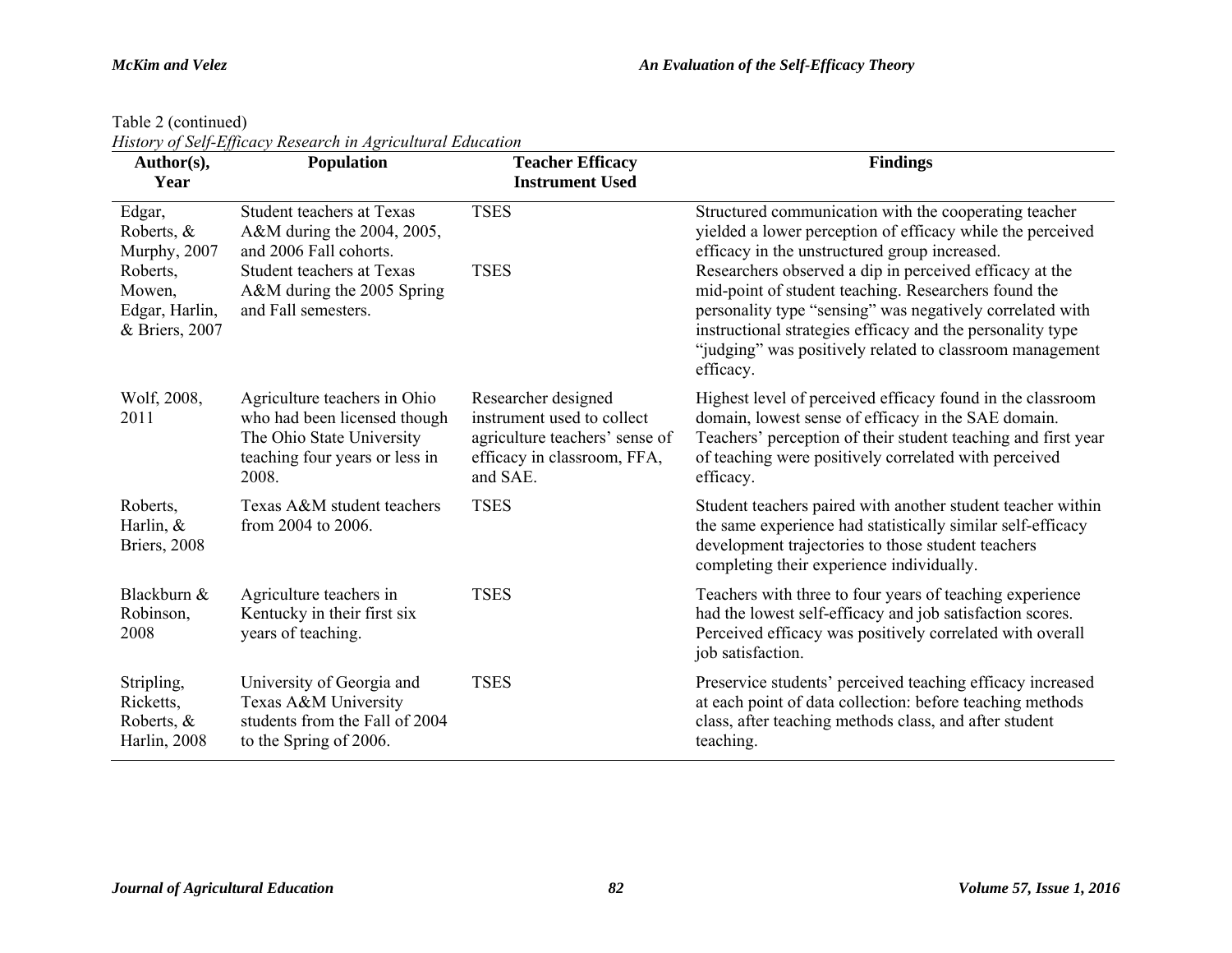Table 2 (continued)

*History of Self-Efficacy Research in Agricultural Education*

| Author(s), Year | Population | Teacher Efficacy Instrument Used | Findings |
|---|---|---|---|
| Edgar, Roberts, & Murphy, 2007 | Student teachers at Texas A&M during the 2004, 2005, and 2006 Fall cohorts. | TSES | Structured communication with the cooperating teacher yielded a lower perception of efficacy while the perceived efficacy in the unstructured group increased. |
| Roberts, Mowen, Edgar, Harlin, & Briers, 2007 | Student teachers at Texas A&M during the 2005 Spring and Fall semesters. | TSES | Researchers observed a dip in perceived efficacy at the mid-point of student teaching. Researchers found the personality type "sensing" was negatively correlated with instructional strategies efficacy and the personality type "judging" was positively related to classroom management efficacy. |
| Wolf, 2008, 2011 | Agriculture teachers in Ohio who had been licensed though The Ohio State University teaching four years or less in 2008. | Researcher designed instrument used to collect agriculture teachers' sense of efficacy in classroom, FFA, and SAE. | Highest level of perceived efficacy found in the classroom domain, lowest sense of efficacy in the SAE domain. Teachers' perception of their student teaching and first year of teaching were positively correlated with perceived efficacy. |
| Roberts, Harlin, & Briers, 2008 | Texas A&M student teachers from 2004 to 2006. | TSES | Student teachers paired with another student teacher within the same experience had statistically similar self-efficacy development trajectories to those student teachers completing their experience individually. |
| Blackburn & Robinson, 2008 | Agriculture teachers in Kentucky in their first six years of teaching. | TSES | Teachers with three to four years of teaching experience had the lowest self-efficacy and job satisfaction scores. Perceived efficacy was positively correlated with overall job satisfaction. |
| Stripling, Ricketts, Roberts, & Harlin, 2008 | University of Georgia and Texas A&M University students from the Fall of 2004 to the Spring of 2006. | TSES | Preservice students' perceived teaching efficacy increased at each point of data collection: before teaching methods class, after teaching methods class, and after student teaching. |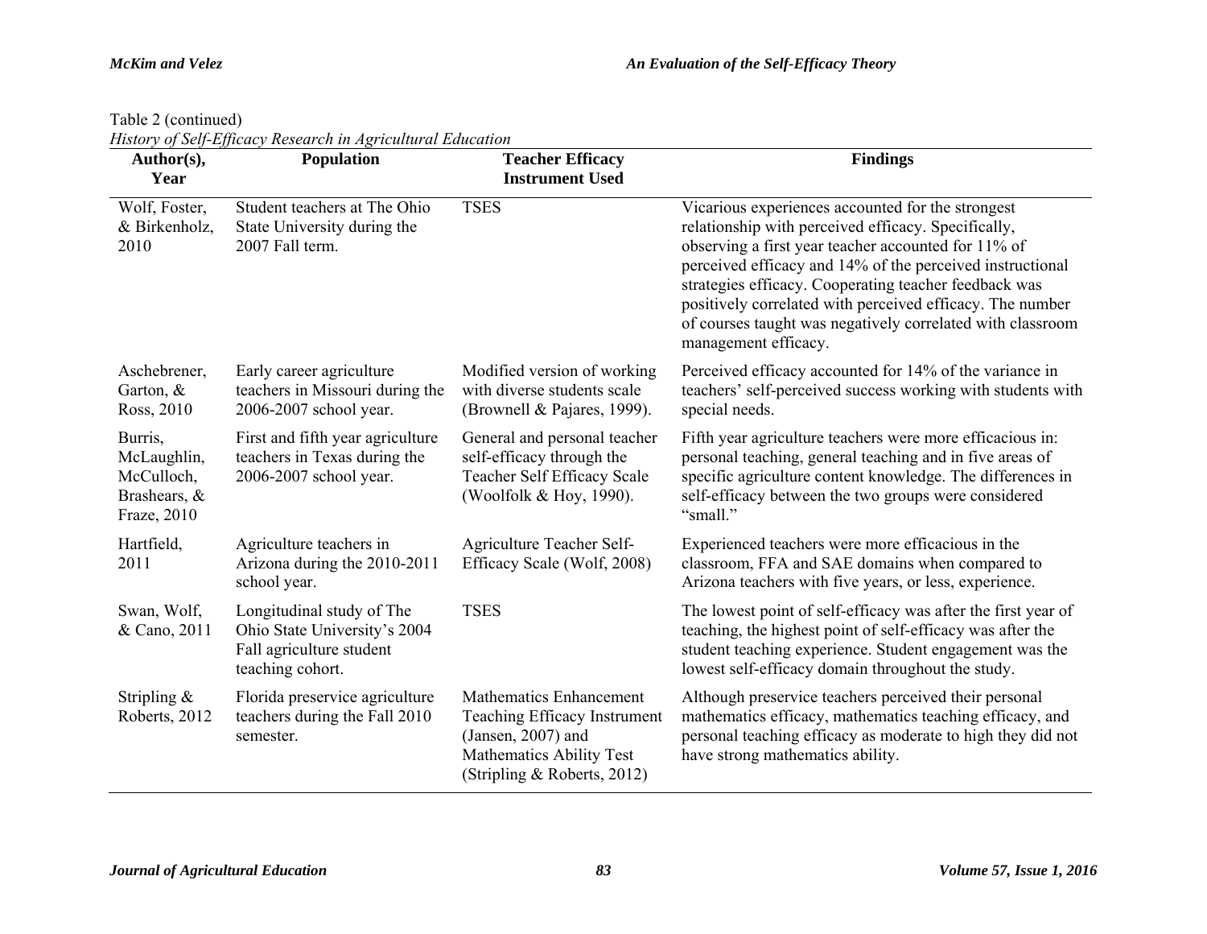Table 2 (continued)

*History of Self-Efficacy Research in Agricultural Education*

| Author(s), Year | Population | Teacher Efficacy Instrument Used | Findings |
|---|---|---|---|
| Wolf, Foster, & Birkenholz, 2010 | Student teachers at The Ohio State University during the 2007 Fall term. | TSES | Vicarious experiences accounted for the strongest relationship with perceived efficacy. Specifically, observing a first year teacher accounted for 11% of perceived efficacy and 14% of the perceived instructional strategies efficacy. Cooperating teacher feedback was positively correlated with perceived efficacy. The number of courses taught was negatively correlated with classroom management efficacy. |
| Aschebrener, Garton, & Ross, 2010 | Early career agriculture teachers in Missouri during the 2006-2007 school year. | Modified version of working with diverse students scale (Brownell & Pajares, 1999). | Perceived efficacy accounted for 14% of the variance in teachers' self-perceived success working with students with special needs. |
| Burris, McLaughlin, McCulloch, Brashears, & Fraze, 2010 | First and fifth year agriculture teachers in Texas during the 2006-2007 school year. | General and personal teacher self-efficacy through the Teacher Self Efficacy Scale (Woolfolk & Hoy, 1990). | Fifth year agriculture teachers were more efficacious in: personal teaching, general teaching and in five areas of specific agriculture content knowledge. The differences in self-efficacy between the two groups were considered "small." |
| Hartfield, 2011 | Agriculture teachers in Arizona during the 2010-2011 school year. | Agriculture Teacher Self-Efficacy Scale (Wolf, 2008) | Experienced teachers were more efficacious in the classroom, FFA and SAE domains when compared to Arizona teachers with five years, or less, experience. |
| Swan, Wolf, & Cano, 2011 | Longitudinal study of The Ohio State University's 2004 Fall agriculture student teaching cohort. | TSES | The lowest point of self-efficacy was after the first year of teaching, the highest point of self-efficacy was after the student teaching experience. Student engagement was the lowest self-efficacy domain throughout the study. |
| Stripling & Roberts, 2012 | Florida preservice agriculture teachers during the Fall 2010 semester. | Mathematics Enhancement Teaching Efficacy Instrument (Jansen, 2007) and Mathematics Ability Test (Stripling & Roberts, 2012) | Although preservice teachers perceived their personal mathematics efficacy, mathematics teaching efficacy, and personal teaching efficacy as moderate to high they did not have strong mathematics ability. |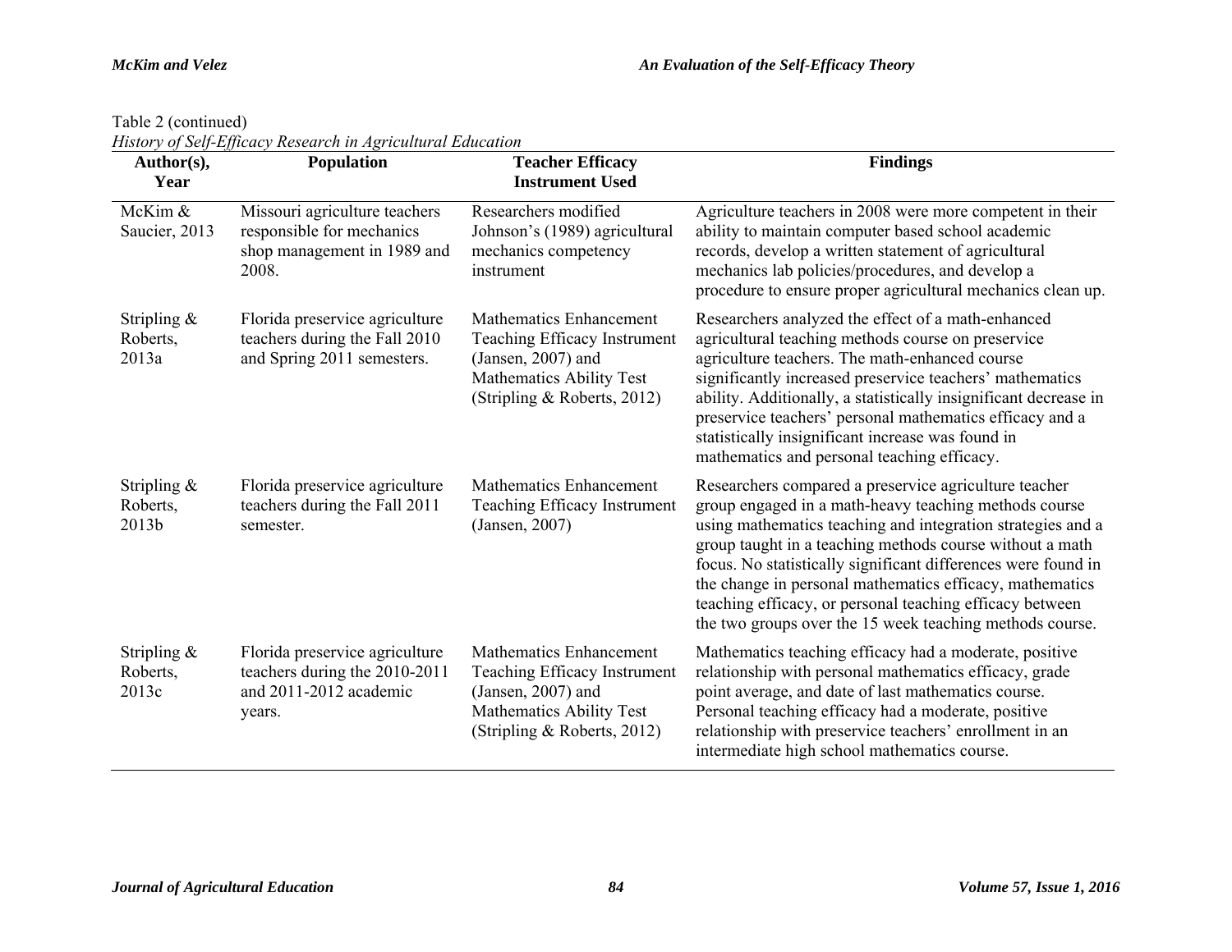Table 2 (continued)

*History of Self-Efficacy Research in Agricultural Education*

| Author(s), Year | Population | Teacher Efficacy Instrument Used | Findings |
|---|---|---|---|
| McKim & Saucier, 2013 | Missouri agriculture teachers responsible for mechanics shop management in 1989 and 2008. | Researchers modified Johnson's (1989) agricultural mechanics competency instrument | Agriculture teachers in 2008 were more competent in their ability to maintain computer based school academic records, develop a written statement of agricultural mechanics lab policies/procedures, and develop a procedure to ensure proper agricultural mechanics clean up. |
| Stripling & Roberts, 2013a | Florida preservice agriculture teachers during the Fall 2010 and Spring 2011 semesters. | Mathematics Enhancement Teaching Efficacy Instrument (Jansen, 2007) and Mathematics Ability Test (Stripling & Roberts, 2012) | Researchers analyzed the effect of a math-enhanced agricultural teaching methods course on preservice agriculture teachers. The math-enhanced course significantly increased preservice teachers' mathematics ability. Additionally, a statistically insignificant decrease in preservice teachers' personal mathematics efficacy and a statistically insignificant increase was found in mathematics and personal teaching efficacy. |
| Stripling & Roberts, 2013b | Florida preservice agriculture teachers during the Fall 2011 semester. | Mathematics Enhancement Teaching Efficacy Instrument (Jansen, 2007) | Researchers compared a preservice agriculture teacher group engaged in a math-heavy teaching methods course using mathematics teaching and integration strategies and a group taught in a teaching methods course without a math focus. No statistically significant differences were found in the change in personal mathematics efficacy, mathematics teaching efficacy, or personal teaching efficacy between the two groups over the 15 week teaching methods course. |
| Stripling & Roberts, 2013c | Florida preservice agriculture teachers during the 2010-2011 and 2011-2012 academic years. | Mathematics Enhancement Teaching Efficacy Instrument (Jansen, 2007) and Mathematics Ability Test (Stripling & Roberts, 2012) | Mathematics teaching efficacy had a moderate, positive relationship with personal mathematics efficacy, grade point average, and date of last mathematics course. Personal teaching efficacy had a moderate, positive relationship with preservice teachers' enrollment in an intermediate high school mathematics course. |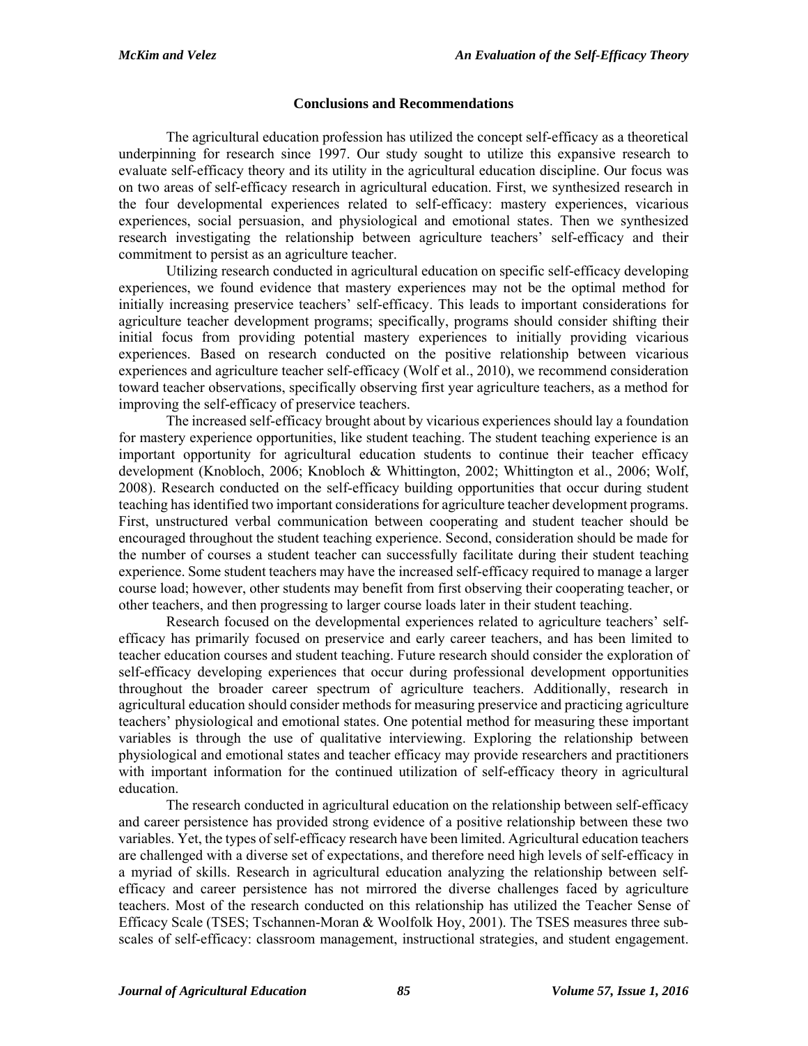## Conclusions and Recommendations

The agricultural education profession has utilized the concept self-efficacy as a theoretical underpinning for research since 1997. Our study sought to utilize this expansive research to evaluate self-efficacy theory and its utility in the agricultural education discipline. Our focus was on two areas of self-efficacy research in agricultural education. First, we synthesized research in the four developmental experiences related to self-efficacy: mastery experiences, vicarious experiences, social persuasion, and physiological and emotional states. Then we synthesized research investigating the relationship between agriculture teachers' self-efficacy and their commitment to persist as an agriculture teacher.

Utilizing research conducted in agricultural education on specific self-efficacy developing experiences, we found evidence that mastery experiences may not be the optimal method for initially increasing preservice teachers' self-efficacy. This leads to important considerations for agriculture teacher development programs; specifically, programs should consider shifting their initial focus from providing potential mastery experiences to initially providing vicarious experiences. Based on research conducted on the positive relationship between vicarious experiences and agriculture teacher self-efficacy (Wolf et al., 2010), we recommend consideration toward teacher observations, specifically observing first year agriculture teachers, as a method for improving the self-efficacy of preservice teachers.

The increased self-efficacy brought about by vicarious experiences should lay a foundation for mastery experience opportunities, like student teaching. The student teaching experience is an important opportunity for agricultural education students to continue their teacher efficacy development (Knobloch, 2006; Knobloch & Whittington, 2002; Whittington et al., 2006; Wolf, 2008). Research conducted on the self-efficacy building opportunities that occur during student teaching has identified two important considerations for agriculture teacher development programs. First, unstructured verbal communication between cooperating and student teacher should be encouraged throughout the student teaching experience. Second, consideration should be made for the number of courses a student teacher can successfully facilitate during their student teaching experience. Some student teachers may have the increased self-efficacy required to manage a larger course load; however, other students may benefit from first observing their cooperating teacher, or other teachers, and then progressing to larger course loads later in their student teaching.

Research focused on the developmental experiences related to agriculture teachers' self-efficacy has primarily focused on preservice and early career teachers, and has been limited to teacher education courses and student teaching. Future research should consider the exploration of self-efficacy developing experiences that occur during professional development opportunities throughout the broader career spectrum of agriculture teachers. Additionally, research in agricultural education should consider methods for measuring preservice and practicing agriculture teachers' physiological and emotional states. One potential method for measuring these important variables is through the use of qualitative interviewing. Exploring the relationship between physiological and emotional states and teacher efficacy may provide researchers and practitioners with important information for the continued utilization of self-efficacy theory in agricultural education.

The research conducted in agricultural education on the relationship between self-efficacy and career persistence has provided strong evidence of a positive relationship between these two variables. Yet, the types of self-efficacy research have been limited. Agricultural education teachers are challenged with a diverse set of expectations, and therefore need high levels of self-efficacy in a myriad of skills. Research in agricultural education analyzing the relationship between self-efficacy and career persistence has not mirrored the diverse challenges faced by agriculture teachers. Most of the research conducted on this relationship has utilized the Teacher Sense of Efficacy Scale (TSES; Tschannen-Moran & Woolfolk Hoy, 2001). The TSES measures three sub-scales of self-efficacy: classroom management, instructional strategies, and student engagement.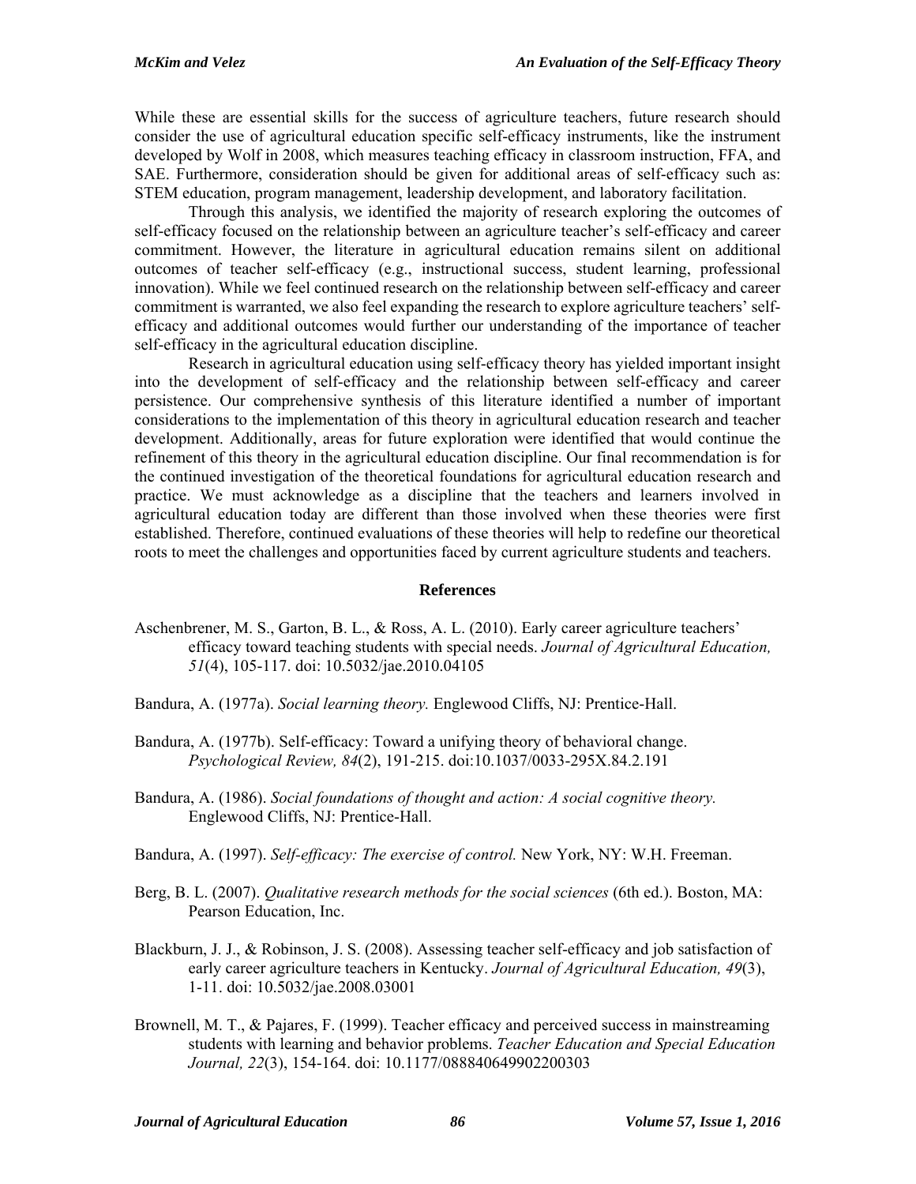While these are essential skills for the success of agriculture teachers, future research should consider the use of agricultural education specific self-efficacy instruments, like the instrument developed by Wolf in 2008, which measures teaching efficacy in classroom instruction, FFA, and SAE. Furthermore, consideration should be given for additional areas of self-efficacy such as: STEM education, program management, leadership development, and laboratory facilitation.

Through this analysis, we identified the majority of research exploring the outcomes of self-efficacy focused on the relationship between an agriculture teacher's self-efficacy and career commitment. However, the literature in agricultural education remains silent on additional outcomes of teacher self-efficacy (e.g., instructional success, student learning, professional innovation). While we feel continued research on the relationship between self-efficacy and career commitment is warranted, we also feel expanding the research to explore agriculture teachers' self-efficacy and additional outcomes would further our understanding of the importance of teacher self-efficacy in the agricultural education discipline.

Research in agricultural education using self-efficacy theory has yielded important insight into the development of self-efficacy and the relationship between self-efficacy and career persistence. Our comprehensive synthesis of this literature identified a number of important considerations to the implementation of this theory in agricultural education research and teacher development. Additionally, areas for future exploration were identified that would continue the refinement of this theory in the agricultural education discipline. Our final recommendation is for the continued investigation of the theoretical foundations for agricultural education research and practice. We must acknowledge as a discipline that the teachers and learners involved in agricultural education today are different than those involved when these theories were first established. Therefore, continued evaluations of these theories will help to redefine our theoretical roots to meet the challenges and opportunities faced by current agriculture students and teachers.

## References

Aschenbrener, M. S., Garton, B. L., & Ross, A. L. (2010). Early career agriculture teachers' efficacy toward teaching students with special needs. *Journal of Agricultural Education, 51*(4), 105-117. doi: 10.5032/jae.2010.04105

Bandura, A. (1977a). *Social learning theory.* Englewood Cliffs, NJ: Prentice-Hall.

Bandura, A. (1977b). Self-efficacy: Toward a unifying theory of behavioral change. *Psychological Review, 84*(2), 191-215. doi:10.1037/0033-295X.84.2.191

Bandura, A. (1986). *Social foundations of thought and action: A social cognitive theory.* Englewood Cliffs, NJ: Prentice-Hall.

Bandura, A. (1997). *Self-efficacy: The exercise of control.* New York, NY: W.H. Freeman.

Berg, B. L. (2007). *Qualitative research methods for the social sciences* (6th ed.). Boston, MA: Pearson Education, Inc.

Blackburn, J. J., & Robinson, J. S. (2008). Assessing teacher self-efficacy and job satisfaction of early career agriculture teachers in Kentucky. *Journal of Agricultural Education, 49*(3), 1-11. doi: 10.5032/jae.2008.03001

Brownell, M. T., & Pajares, F. (1999). Teacher efficacy and perceived success in mainstreaming students with learning and behavior problems. *Teacher Education and Special Education Journal, 22*(3), 154-164. doi: 10.1177/088840649902200303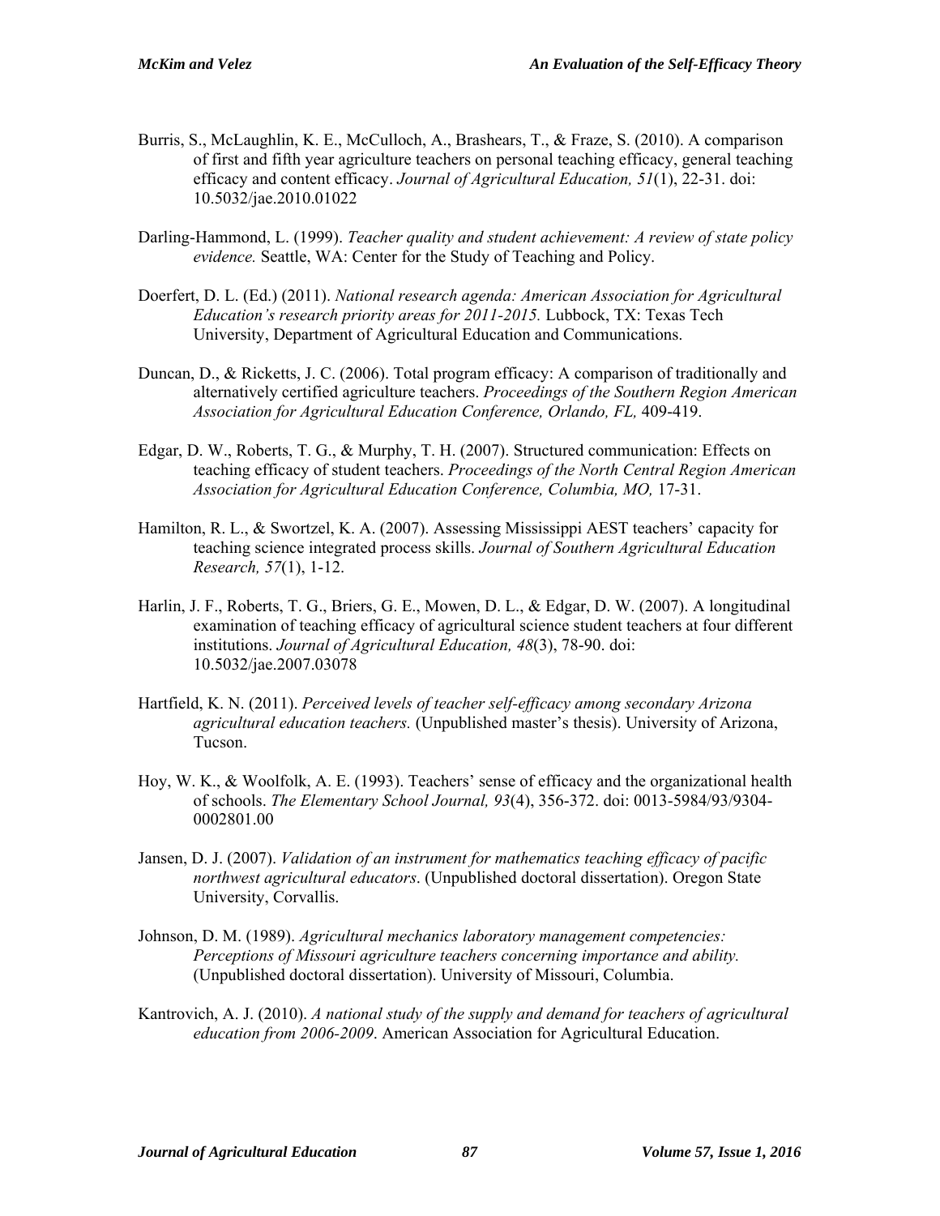Burris, S., McLaughlin, K. E., McCulloch, A., Brashears, T., & Fraze, S. (2010). A comparison of first and fifth year agriculture teachers on personal teaching efficacy, general teaching efficacy and content efficacy. *Journal of Agricultural Education, 51*(1), 22-31. doi: 10.5032/jae.2010.01022

Darling-Hammond, L. (1999). *Teacher quality and student achievement: A review of state policy evidence.* Seattle, WA: Center for the Study of Teaching and Policy.

Doerfert, D. L. (Ed.) (2011). *National research agenda: American Association for Agricultural Education's research priority areas for 2011-2015.* Lubbock, TX: Texas Tech University, Department of Agricultural Education and Communications.

Duncan, D., & Ricketts, J. C. (2006). Total program efficacy: A comparison of traditionally and alternatively certified agriculture teachers. *Proceedings of the Southern Region American Association for Agricultural Education Conference, Orlando, FL,* 409-419.

Edgar, D. W., Roberts, T. G., & Murphy, T. H. (2007). Structured communication: Effects on teaching efficacy of student teachers. *Proceedings of the North Central Region American Association for Agricultural Education Conference, Columbia, MO,* 17-31.

Hamilton, R. L., & Swortzel, K. A. (2007). Assessing Mississippi AEST teachers' capacity for teaching science integrated process skills. *Journal of Southern Agricultural Education Research, 57*(1), 1-12.

Harlin, J. F., Roberts, T. G., Briers, G. E., Mowen, D. L., & Edgar, D. W. (2007). A longitudinal examination of teaching efficacy of agricultural science student teachers at four different institutions. *Journal of Agricultural Education, 48*(3), 78-90. doi: 10.5032/jae.2007.03078

Hartfield, K. N. (2011). *Perceived levels of teacher self-efficacy among secondary Arizona agricultural education teachers.* (Unpublished master's thesis). University of Arizona, Tucson.

Hoy, W. K., & Woolfolk, A. E. (1993). Teachers' sense of efficacy and the organizational health of schools. *The Elementary School Journal, 93*(4), 356-372. doi: 0013-5984/93/9304-0002801.00

Jansen, D. J. (2007). *Validation of an instrument for mathematics teaching efficacy of pacific northwest agricultural educators*. (Unpublished doctoral dissertation). Oregon State University, Corvallis.

Johnson, D. M. (1989). *Agricultural mechanics laboratory management competencies: Perceptions of Missouri agriculture teachers concerning importance and ability.* (Unpublished doctoral dissertation). University of Missouri, Columbia.

Kantrovich, A. J. (2010). *A national study of the supply and demand for teachers of agricultural education from 2006-2009*. American Association for Agricultural Education.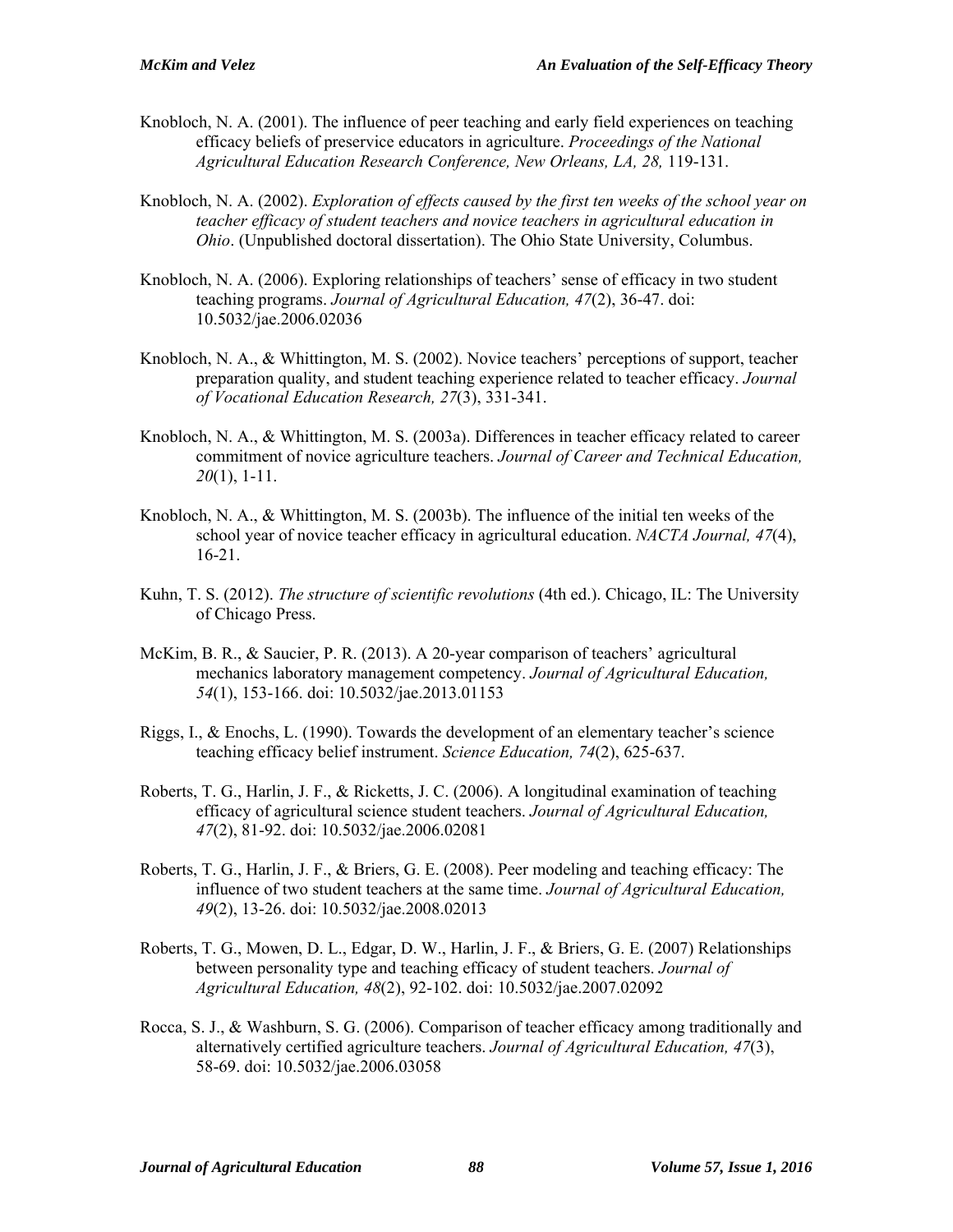Knobloch, N. A. (2001). The influence of peer teaching and early field experiences on teaching efficacy beliefs of preservice educators in agriculture. *Proceedings of the National Agricultural Education Research Conference, New Orleans, LA, 28,* 119-131.

Knobloch, N. A. (2002). *Exploration of effects caused by the first ten weeks of the school year on teacher efficacy of student teachers and novice teachers in agricultural education in Ohio*. (Unpublished doctoral dissertation). The Ohio State University, Columbus.

Knobloch, N. A. (2006). Exploring relationships of teachers' sense of efficacy in two student teaching programs. *Journal of Agricultural Education, 47*(2), 36-47. doi: 10.5032/jae.2006.02036

Knobloch, N. A., & Whittington, M. S. (2002). Novice teachers' perceptions of support, teacher preparation quality, and student teaching experience related to teacher efficacy. *Journal of Vocational Education Research, 27*(3), 331-341.

Knobloch, N. A., & Whittington, M. S. (2003a). Differences in teacher efficacy related to career commitment of novice agriculture teachers. *Journal of Career and Technical Education, 20*(1), 1-11.

Knobloch, N. A., & Whittington, M. S. (2003b). The influence of the initial ten weeks of the school year of novice teacher efficacy in agricultural education. *NACTA Journal, 47*(4), 16-21.

Kuhn, T. S. (2012). *The structure of scientific revolutions* (4th ed.). Chicago, IL: The University of Chicago Press.

McKim, B. R., & Saucier, P. R. (2013). A 20-year comparison of teachers' agricultural mechanics laboratory management competency. *Journal of Agricultural Education, 54*(1), 153-166. doi: 10.5032/jae.2013.01153

Riggs, I., & Enochs, L. (1990). Towards the development of an elementary teacher's science teaching efficacy belief instrument. *Science Education, 74*(2), 625-637.

Roberts, T. G., Harlin, J. F., & Ricketts, J. C. (2006). A longitudinal examination of teaching efficacy of agricultural science student teachers. *Journal of Agricultural Education, 47*(2), 81-92. doi: 10.5032/jae.2006.02081

Roberts, T. G., Harlin, J. F., & Briers, G. E. (2008). Peer modeling and teaching efficacy: The influence of two student teachers at the same time. *Journal of Agricultural Education, 49*(2), 13-26. doi: 10.5032/jae.2008.02013

Roberts, T. G., Mowen, D. L., Edgar, D. W., Harlin, J. F., & Briers, G. E. (2007) Relationships between personality type and teaching efficacy of student teachers. *Journal of Agricultural Education, 48*(2), 92-102. doi: 10.5032/jae.2007.02092

Rocca, S. J., & Washburn, S. G. (2006). Comparison of teacher efficacy among traditionally and alternatively certified agriculture teachers. *Journal of Agricultural Education, 47*(3), 58-69. doi: 10.5032/jae.2006.03058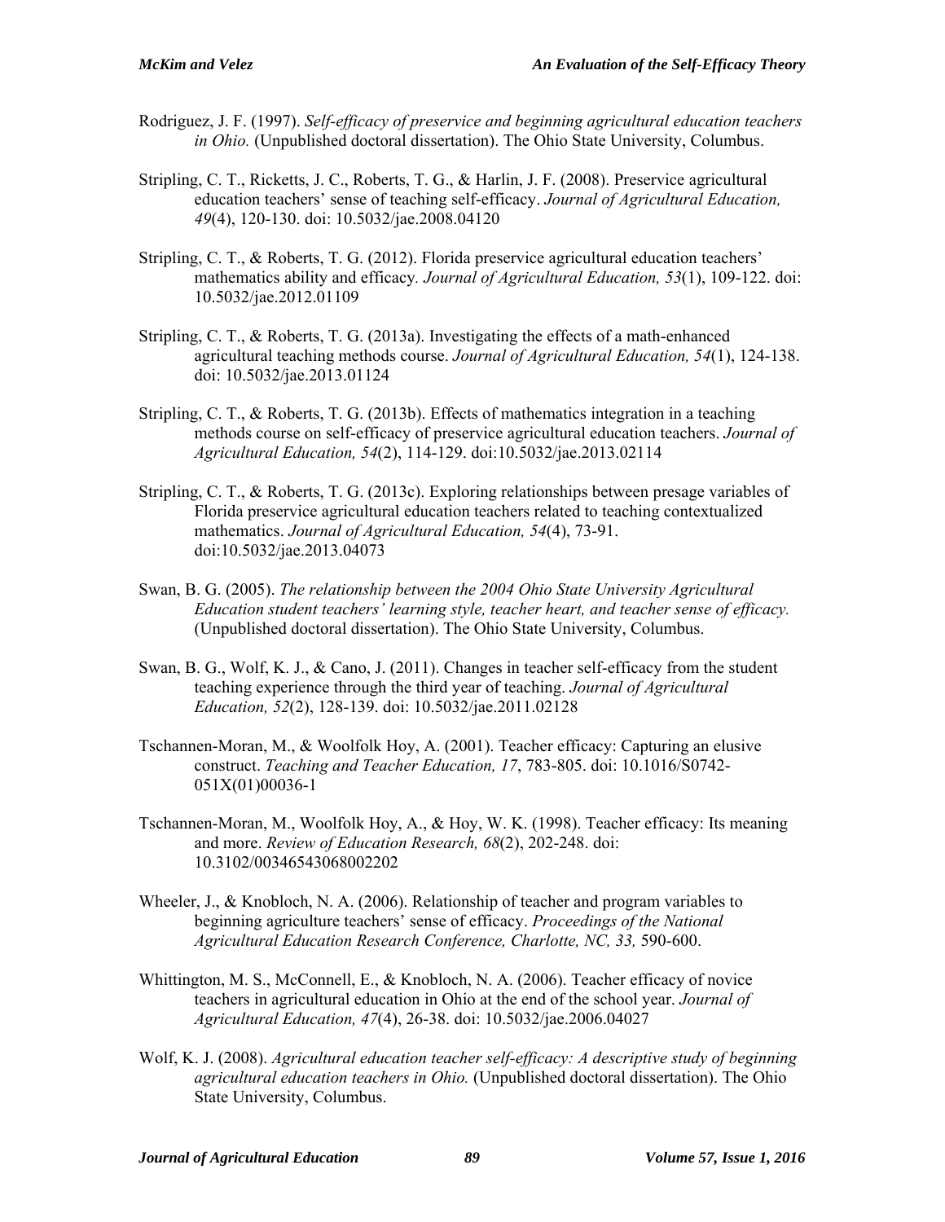Rodriguez, J. F. (1997). *Self-efficacy of preservice and beginning agricultural education teachers in Ohio.* (Unpublished doctoral dissertation). The Ohio State University, Columbus.

Stripling, C. T., Ricketts, J. C., Roberts, T. G., & Harlin, J. F. (2008). Preservice agricultural education teachers' sense of teaching self-efficacy. *Journal of Agricultural Education, 49*(4), 120-130. doi: 10.5032/jae.2008.04120

Stripling, C. T., & Roberts, T. G. (2012). Florida preservice agricultural education teachers' mathematics ability and efficacy*. Journal of Agricultural Education, 53*(1), 109-122. doi: 10.5032/jae.2012.01109

Stripling, C. T., & Roberts, T. G. (2013a). Investigating the effects of a math-enhanced agricultural teaching methods course. *Journal of Agricultural Education, 54*(1), 124-138. doi: 10.5032/jae.2013.01124

Stripling, C. T., & Roberts, T. G. (2013b). Effects of mathematics integration in a teaching methods course on self-efficacy of preservice agricultural education teachers. *Journal of Agricultural Education, 54*(2), 114-129. doi:10.5032/jae.2013.02114

Stripling, C. T., & Roberts, T. G. (2013c). Exploring relationships between presage variables of Florida preservice agricultural education teachers related to teaching contextualized mathematics. *Journal of Agricultural Education, 54*(4), 73-91. doi:10.5032/jae.2013.04073

Swan, B. G. (2005). *The relationship between the 2004 Ohio State University Agricultural Education student teachers' learning style, teacher heart, and teacher sense of efficacy.* (Unpublished doctoral dissertation). The Ohio State University, Columbus.

Swan, B. G., Wolf, K. J., & Cano, J. (2011). Changes in teacher self-efficacy from the student teaching experience through the third year of teaching. *Journal of Agricultural Education, 52*(2), 128-139. doi: 10.5032/jae.2011.02128

Tschannen-Moran, M., & Woolfolk Hoy, A. (2001). Teacher efficacy: Capturing an elusive construct. *Teaching and Teacher Education, 17*, 783-805. doi: 10.1016/S0742-051X(01)00036-1

Tschannen-Moran, M., Woolfolk Hoy, A., & Hoy, W. K. (1998). Teacher efficacy: Its meaning and more. *Review of Education Research, 68*(2), 202-248. doi: 10.3102/00346543068002202

Wheeler, J., & Knobloch, N. A. (2006). Relationship of teacher and program variables to beginning agriculture teachers' sense of efficacy. *Proceedings of the National Agricultural Education Research Conference, Charlotte, NC, 33,* 590-600.

Whittington, M. S., McConnell, E., & Knobloch, N. A. (2006). Teacher efficacy of novice teachers in agricultural education in Ohio at the end of the school year. *Journal of Agricultural Education, 47*(4), 26-38. doi: 10.5032/jae.2006.04027

Wolf, K. J. (2008). *Agricultural education teacher self-efficacy: A descriptive study of beginning agricultural education teachers in Ohio.* (Unpublished doctoral dissertation). The Ohio State University, Columbus.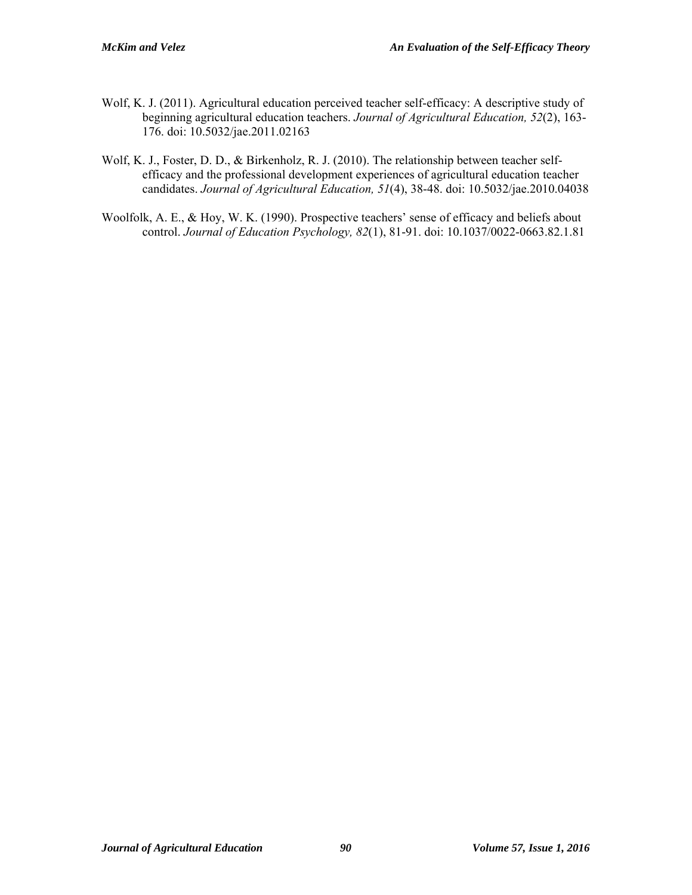Wolf, K. J. (2011). Agricultural education perceived teacher self-efficacy: A descriptive study of beginning agricultural education teachers. *Journal of Agricultural Education, 52*(2), 163-176. doi: 10.5032/jae.2011.02163

Wolf, K. J., Foster, D. D., & Birkenholz, R. J. (2010). The relationship between teacher self-efficacy and the professional development experiences of agricultural education teacher candidates. *Journal of Agricultural Education, 51*(4), 38-48. doi: 10.5032/jae.2010.04038

Woolfolk, A. E., & Hoy, W. K. (1990). Prospective teachers' sense of efficacy and beliefs about control. *Journal of Education Psychology, 82*(1), 81-91. doi: 10.1037/0022-0663.82.1.81